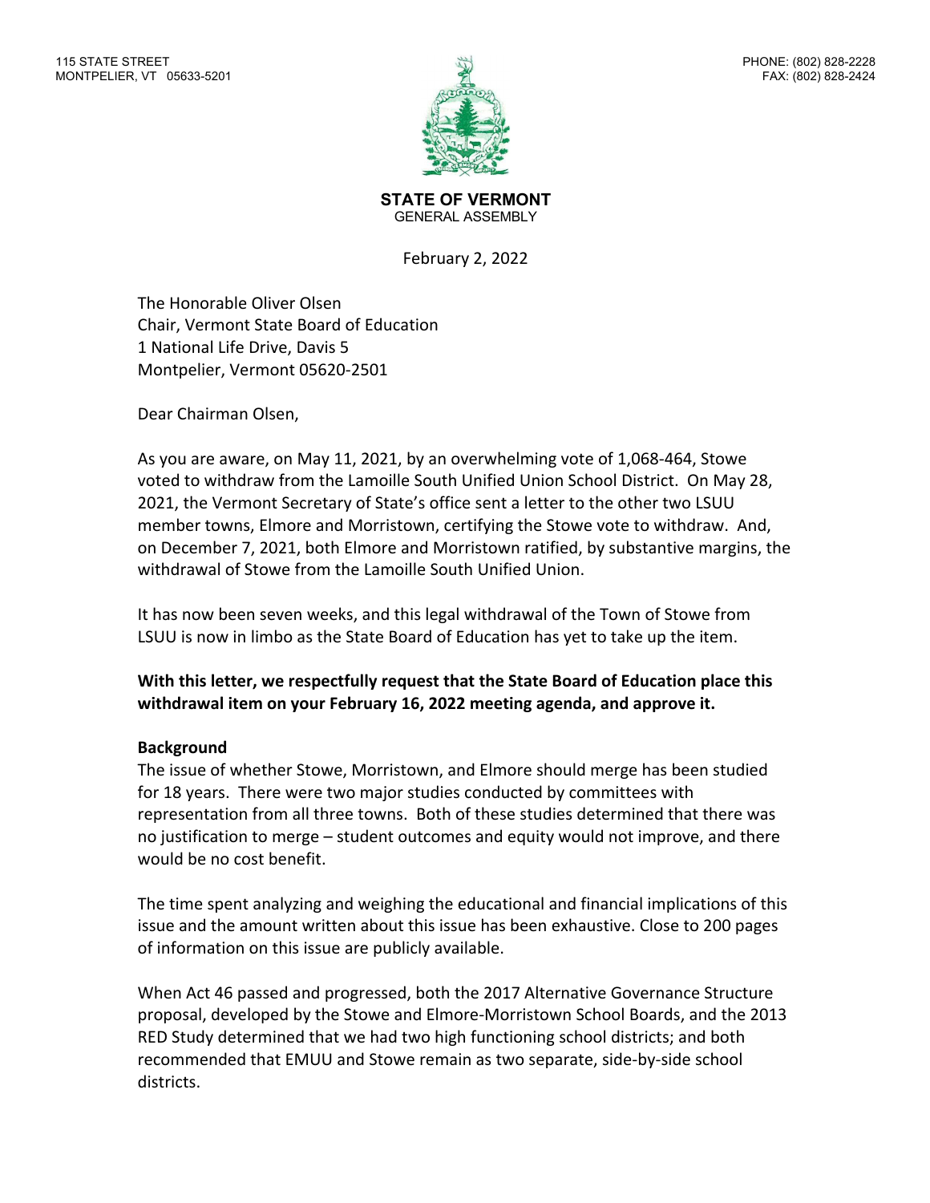115 STATE STREET
MONTPELIER, VT 05633-5201

PHONE: (802) 828-2228
FAX: (802) 828-2424

**STATE OF VERMONT**
GENERAL ASSEMBLY

February 2, 2022

The Honorable Oliver Olsen
Chair, Vermont State Board of Education
1 National Life Drive, Davis 5
Montpelier, Vermont 05620-2501

Dear Chairman Olsen,

As you are aware, on May 11, 2021, by an overwhelming vote of 1,068-464, Stowe voted to withdraw from the Lamoille South Unified Union School District. On May 28, 2021, the Vermont Secretary of State's office sent a letter to the other two LSUU member towns, Elmore and Morristown, certifying the Stowe vote to withdraw. And, on December 7, 2021, both Elmore and Morristown ratified, by substantive margins, the withdrawal of Stowe from the Lamoille South Unified Union.

It has now been seven weeks, and this legal withdrawal of the Town of Stowe from LSUU is now in limbo as the State Board of Education has yet to take up the item.

**With this letter, we respectfully request that the State Board of Education place this withdrawal item on your February 16, 2022 meeting agenda, and approve it.**

**Background**

The issue of whether Stowe, Morristown, and Elmore should merge has been studied for 18 years. There were two major studies conducted by committees with representation from all three towns. Both of these studies determined that there was no justification to merge – student outcomes and equity would not improve, and there would be no cost benefit.

The time spent analyzing and weighing the educational and financial implications of this issue and the amount written about this issue has been exhaustive. Close to 200 pages of information on this issue are publicly available.

When Act 46 passed and progressed, both the 2017 Alternative Governance Structure proposal, developed by the Stowe and Elmore-Morristown School Boards, and the 2013 RED Study determined that we had two high functioning school districts; and both recommended that EMUU and Stowe remain as two separate, side-by-side school districts.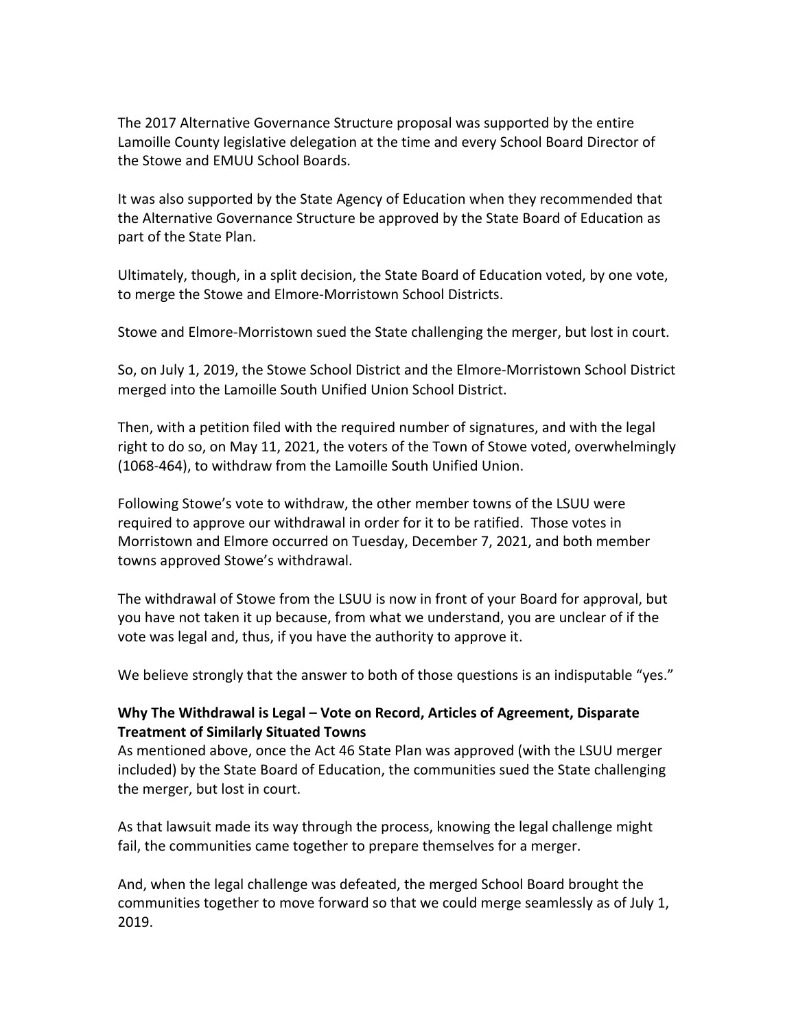The 2017 Alternative Governance Structure proposal was supported by the entire Lamoille County legislative delegation at the time and every School Board Director of the Stowe and EMUU School Boards.

It was also supported by the State Agency of Education when they recommended that the Alternative Governance Structure be approved by the State Board of Education as part of the State Plan.

Ultimately, though, in a split decision, the State Board of Education voted, by one vote, to merge the Stowe and Elmore-Morristown School Districts.

Stowe and Elmore-Morristown sued the State challenging the merger, but lost in court.

So, on July 1, 2019, the Stowe School District and the Elmore-Morristown School District merged into the Lamoille South Unified Union School District.

Then, with a petition filed with the required number of signatures, and with the legal right to do so, on May 11, 2021, the voters of the Town of Stowe voted, overwhelmingly (1068-464), to withdraw from the Lamoille South Unified Union.

Following Stowe's vote to withdraw, the other member towns of the LSUU were required to approve our withdrawal in order for it to be ratified. Those votes in Morristown and Elmore occurred on Tuesday, December 7, 2021, and both member towns approved Stowe's withdrawal.

The withdrawal of Stowe from the LSUU is now in front of your Board for approval, but you have not taken it up because, from what we understand, you are unclear of if the vote was legal and, thus, if you have the authority to approve it.

We believe strongly that the answer to both of those questions is an indisputable "yes."

**Why The Withdrawal is Legal – Vote on Record, Articles of Agreement, Disparate Treatment of Similarly Situated Towns**

As mentioned above, once the Act 46 State Plan was approved (with the LSUU merger included) by the State Board of Education, the communities sued the State challenging the merger, but lost in court.

As that lawsuit made its way through the process, knowing the legal challenge might fail, the communities came together to prepare themselves for a merger.

And, when the legal challenge was defeated, the merged School Board brought the communities together to move forward so that we could merge seamlessly as of July 1, 2019.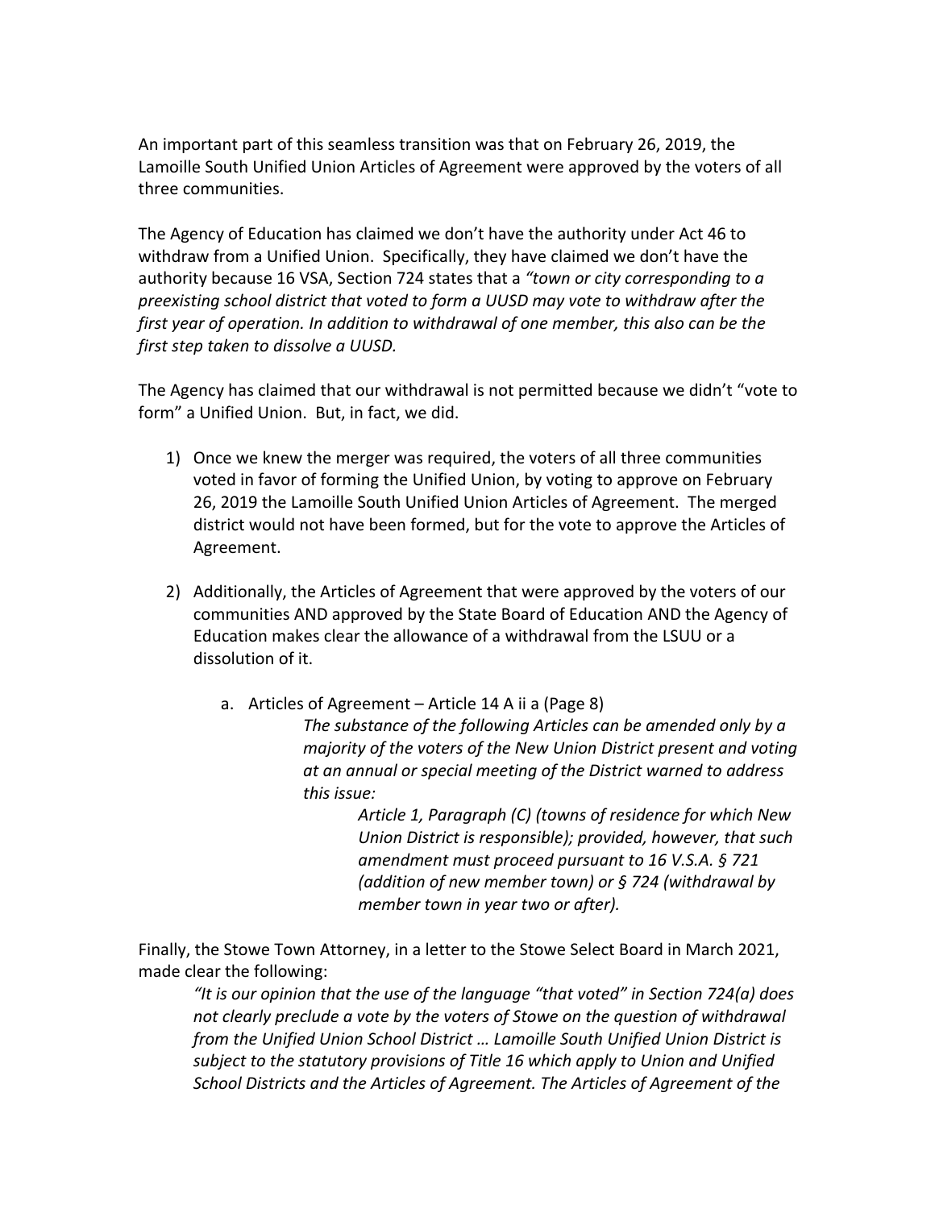An important part of this seamless transition was that on February 26, 2019, the Lamoille South Unified Union Articles of Agreement were approved by the voters of all three communities.

The Agency of Education has claimed we don't have the authority under Act 46 to withdraw from a Unified Union. Specifically, they have claimed we don't have the authority because 16 VSA, Section 724 states that a *"town or city corresponding to a preexisting school district that voted to form a UUSD may vote to withdraw after the first year of operation. In addition to withdrawal of one member, this also can be the first step taken to dissolve a UUSD.*

The Agency has claimed that our withdrawal is not permitted because we didn't "vote to form" a Unified Union. But, in fact, we did.

1) Once we knew the merger was required, the voters of all three communities voted in favor of forming the Unified Union, by voting to approve on February 26, 2019 the Lamoille South Unified Union Articles of Agreement. The merged district would not have been formed, but for the vote to approve the Articles of Agreement.

2) Additionally, the Articles of Agreement that were approved by the voters of our communities AND approved by the State Board of Education AND the Agency of Education makes clear the allowance of a withdrawal from the LSUU or a dissolution of it.

    a. Articles of Agreement – Article 14 A ii a (Page 8)

    > *The substance of the following Articles can be amended only by a majority of the voters of the New Union District present and voting at an annual or special meeting of the District warned to address this issue:*
    >
    > > *Article 1, Paragraph (C) (towns of residence for which New Union District is responsible); provided, however, that such amendment must proceed pursuant to 16 V.S.A. § 721 (addition of new member town) or § 724 (withdrawal by member town in year two or after).*

Finally, the Stowe Town Attorney, in a letter to the Stowe Select Board in March 2021, made clear the following:

> *"It is our opinion that the use of the language "that voted" in Section 724(a) does not clearly preclude a vote by the voters of Stowe on the question of withdrawal from the Unified Union School District … Lamoille South Unified Union District is subject to the statutory provisions of Title 16 which apply to Union and Unified School Districts and the Articles of Agreement. The Articles of Agreement of the*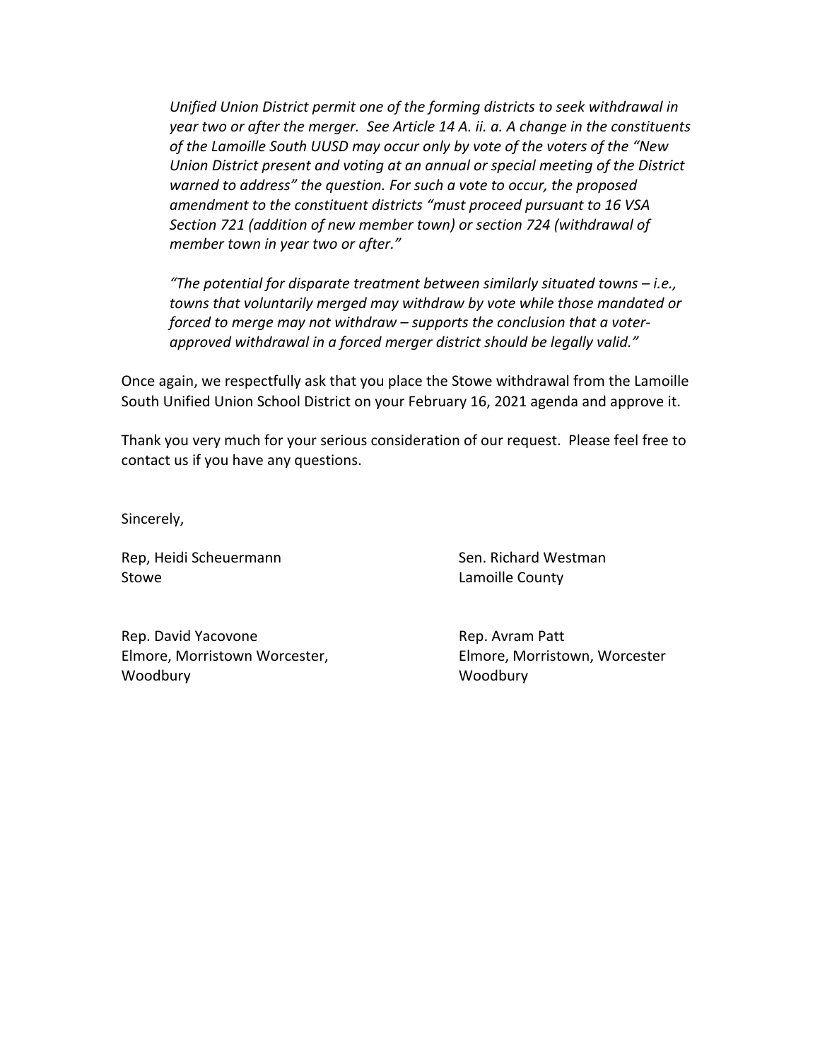*Unified Union District permit one of the forming districts to seek withdrawal in year two or after the merger. See Article 14 A. ii. a. A change in the constituents of the Lamoille South UUSD may occur only by vote of the voters of the "New Union District present and voting at an annual or special meeting of the District warned to address" the question. For such a vote to occur, the proposed amendment to the constituent districts "must proceed pursuant to 16 VSA Section 721 (addition of new member town) or section 724 (withdrawal of member town in year two or after."*

*"The potential for disparate treatment between similarly situated towns – i.e., towns that voluntarily merged may withdraw by vote while those mandated or forced to merge may not withdraw – supports the conclusion that a voter-approved withdrawal in a forced merger district should be legally valid."*

Once again, we respectfully ask that you place the Stowe withdrawal from the Lamoille South Unified Union School District on your February 16, 2021 agenda and approve it.

Thank you very much for your serious consideration of our request. Please feel free to contact us if you have any questions.

Sincerely,

Rep, Heidi Scheuermann
Stowe

Sen. Richard Westman
Lamoille County

Rep. David Yacovone
Elmore, Morristown Worcester, Woodbury

Rep. Avram Patt
Elmore, Morristown, Worcester
Woodbury